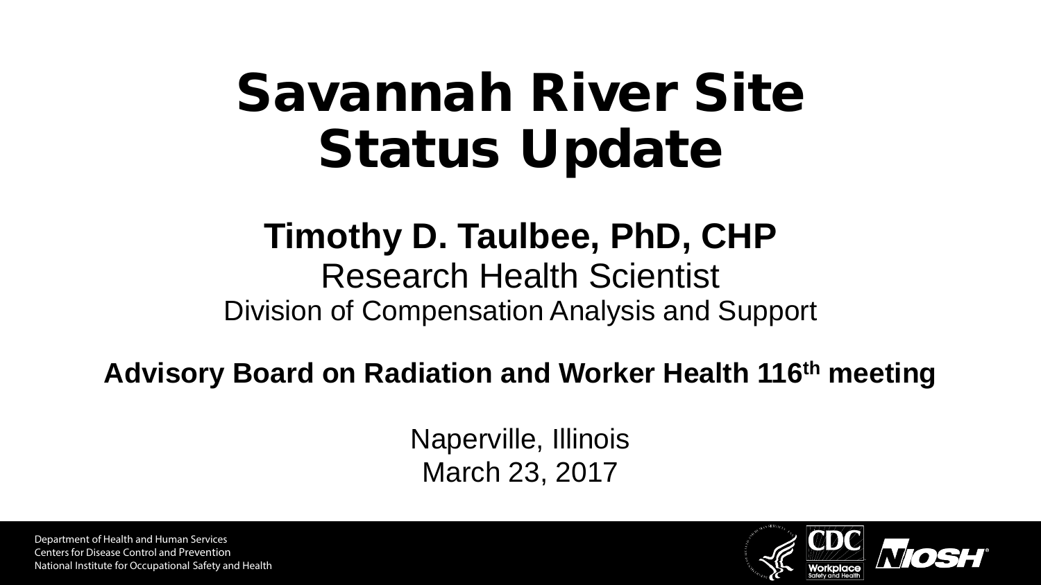# Savannah River Site Status Update

**Timothy D. Taulbee, PhD, CHP**

Research Health Scientist

Division of Compensation Analysis and Support

**Advisory Board on Radiation and Worker Health 116th meeting**

Naperville, Illinois

March 23, 2017

Department of Health and Human Services
Centers for Disease Control and Prevention
National Institute for Occupational Safety and Health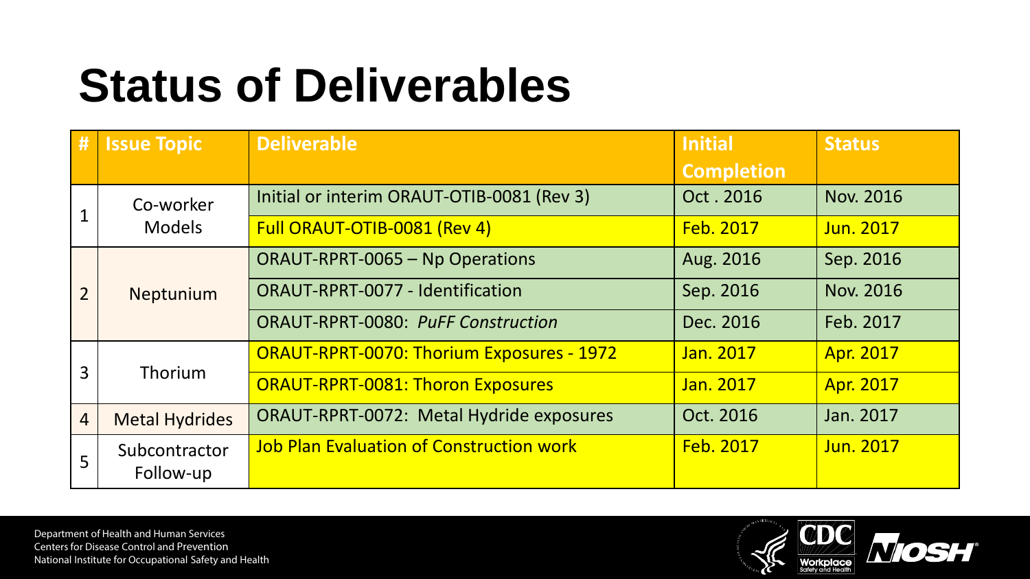# Status of Deliverables

| # | Issue Topic | Deliverable | Initial Completion | Status |
|---|---|---|---|---|
| 1 | Co-worker Models | Initial or interim ORAUT-OTIB-0081 (Rev 3) | Oct . 2016 | Nov. 2016 |
| | | Full ORAUT-OTIB-0081 (Rev 4) | Feb. 2017 | Jun. 2017 |
| 2 | Neptunium | ORAUT-RPRT-0065 – Np Operations | Aug. 2016 | Sep. 2016 |
| | | ORAUT-RPRT-0077 - Identification | Sep. 2016 | Nov. 2016 |
| | | ORAUT-RPRT-0080: *PuFF Construction* | Dec. 2016 | Feb. 2017 |
| 3 | Thorium | ORAUT-RPRT-0070: Thorium Exposures - 1972 | Jan. 2017 | Apr. 2017 |
| | | ORAUT-RPRT-0081: Thoron Exposures | Jan. 2017 | Apr. 2017 |
| 4 | Metal Hydrides | ORAUT-RPRT-0072: Metal Hydride exposures | Oct. 2016 | Jan. 2017 |
| 5 | Subcontractor Follow-up | Job Plan Evaluation of Construction work | Feb. 2017 | Jun. 2017 |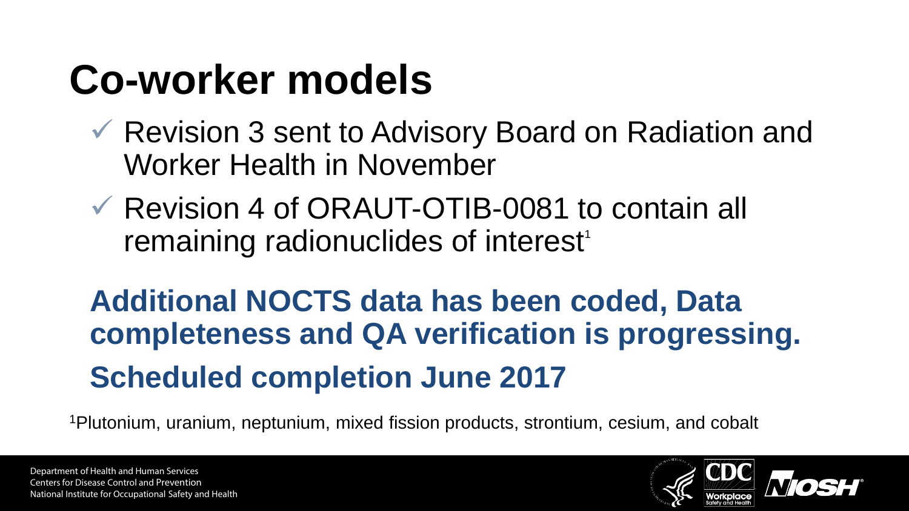# Co-worker models

- ✓ Revision 3 sent to Advisory Board on Radiation and Worker Health in November
- ✓ Revision 4 of ORAUT-OTIB-0081 to contain all remaining radionuclides of interest[1]

**Additional NOCTS data has been coded, Data completeness and QA verification is progressing.**

**Scheduled completion June 2017**

[1]Plutonium, uranium, neptunium, mixed fission products, strontium, cesium, and cobalt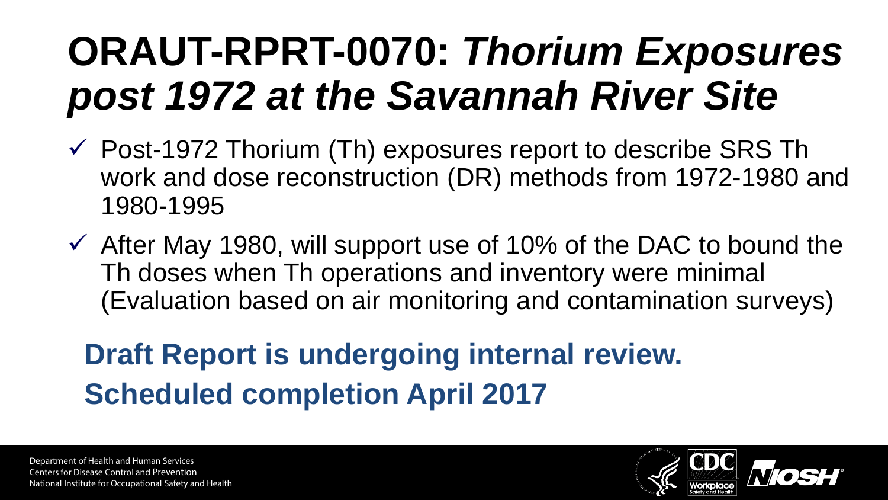# ORAUT-RPRT-0070: *Thorium Exposures post 1972 at the Savannah River Site*

- ✓ Post-1972 Thorium (Th) exposures report to describe SRS Th work and dose reconstruction (DR) methods from 1972-1980 and 1980-1995
- ✓ After May 1980, will support use of 10% of the DAC to bound the Th doses when Th operations and inventory were minimal (Evaluation based on air monitoring and contamination surveys)

**Draft Report is undergoing internal review.**
**Scheduled completion April 2017**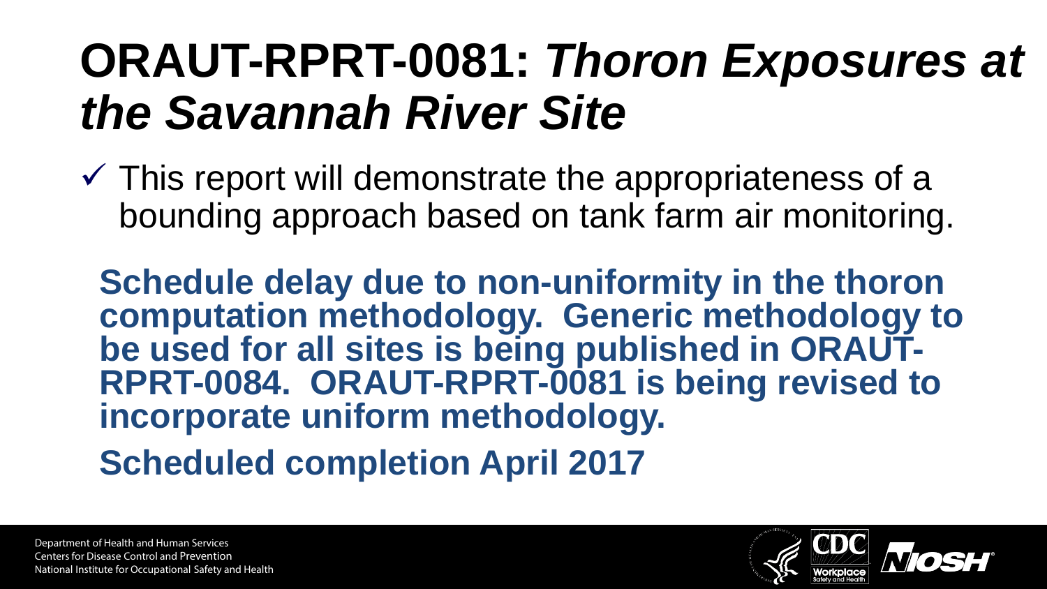# ORAUT-RPRT-0081: *Thoron Exposures at the Savannah River Site*

- ✓ This report will demonstrate the appropriateness of a bounding approach based on tank farm air monitoring.

**Schedule delay due to non-uniformity in the thoron computation methodology. Generic methodology to be used for all sites is being published in ORAUT-RPRT-0084. ORAUT-RPRT-0081 is being revised to incorporate uniform methodology.**

**Scheduled completion April 2017**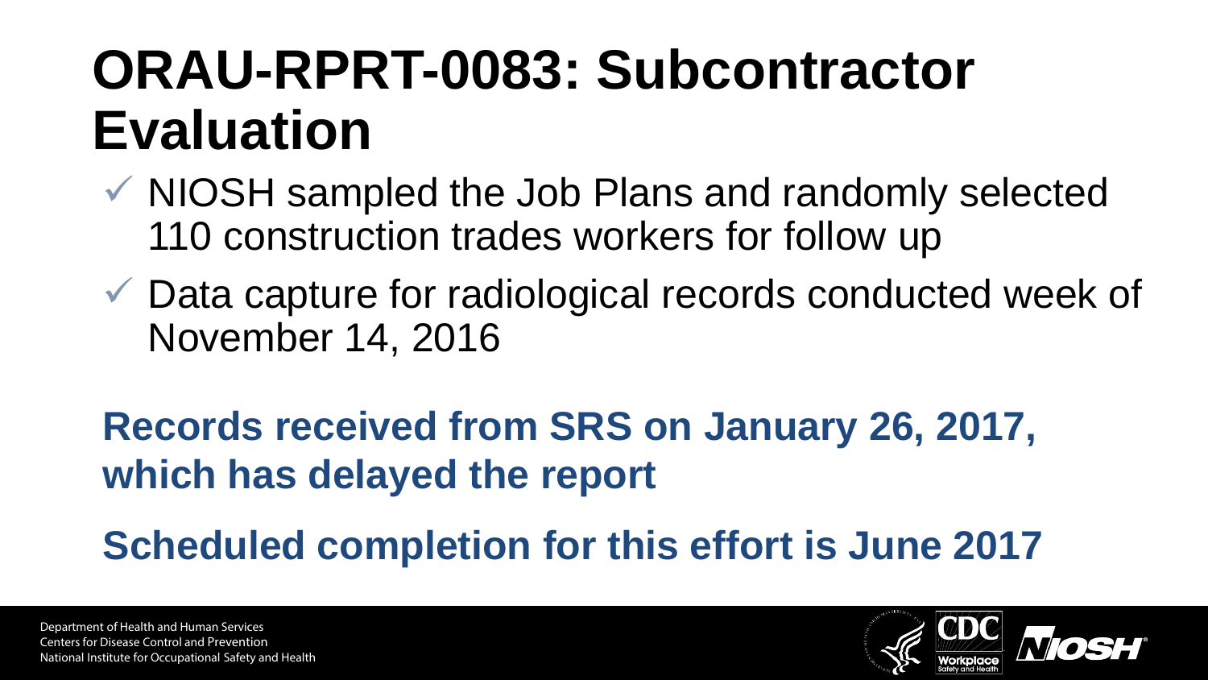# ORAU-RPRT-0083: Subcontractor Evaluation

- ✓ NIOSH sampled the Job Plans and randomly selected 110 construction trades workers for follow up
- ✓ Data capture for radiological records conducted week of November 14, 2016

**Records received from SRS on January 26, 2017, which has delayed the report**

**Scheduled completion for this effort is June 2017**